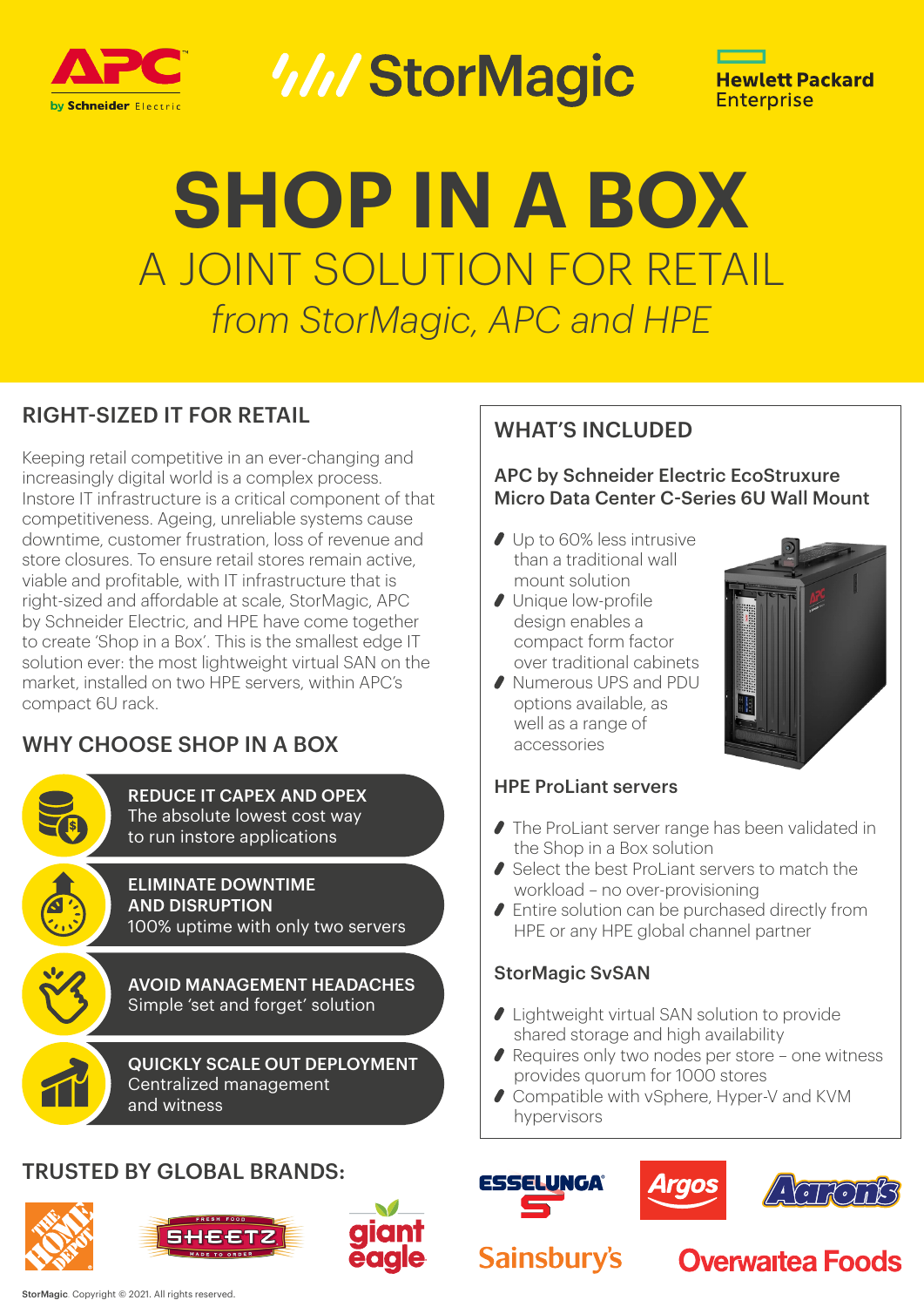APC by Schneider Electric | StorMagic | Hewlett Packard Enterprise

# SHOP IN A BOX

## A JOINT SOLUTION FOR RETAIL

*from StorMagic, APC and HPE*

## RIGHT-SIZED IT FOR RETAIL

Keeping retail competitive in an ever-changing and increasingly digital world is a complex process. Instore IT infrastructure is a critical component of that competitiveness. Ageing, unreliable systems cause downtime, customer frustration, loss of revenue and store closures. To ensure retail stores remain active, viable and profitable, with IT infrastructure that is right-sized and affordable at scale, StorMagic, APC by Schneider Electric, and HPE have come together to create 'Shop in a Box'. This is the smallest edge IT solution ever: the most lightweight virtual SAN on the market, installed on two HPE servers, within APC's compact 6U rack.

## WHY CHOOSE SHOP IN A BOX

**REDUCE IT CAPEX AND OPEX**
The absolute lowest cost way to run instore applications

**ELIMINATE DOWNTIME AND DISRUPTION**
100% uptime with only two servers

**AVOID MANAGEMENT HEADACHES**
Simple 'set and forget' solution

**QUICKLY SCALE OUT DEPLOYMENT**
Centralized management and witness

## WHAT'S INCLUDED

### APC by Schneider Electric EcoStruxure Micro Data Center C-Series 6U Wall Mount

- Up to 60% less intrusive than a traditional wall mount solution
- Unique low-profile design enables a compact form factor over traditional cabinets
- Numerous UPS and PDU options available, as well as a range of accessories

### HPE ProLiant servers

- The ProLiant server range has been validated in the Shop in a Box solution
- Select the best ProLiant servers to match the workload – no over-provisioning
- Entire solution can be purchased directly from HPE or any HPE global channel partner

### StorMagic SvSAN

- Lightweight virtual SAN solution to provide shared storage and high availability
- Requires only two nodes per store – one witness provides quorum for 1000 stores
- Compatible with vSphere, Hyper-V and KVM hypervisors

## TRUSTED BY GLOBAL BRANDS:

The Home Depot, Sheetz, Giant Eagle, Esselunga, Argos, Aaron's, Sainsbury's, Overwaitea Foods

StorMagic. Copyright © 2021. All rights reserved.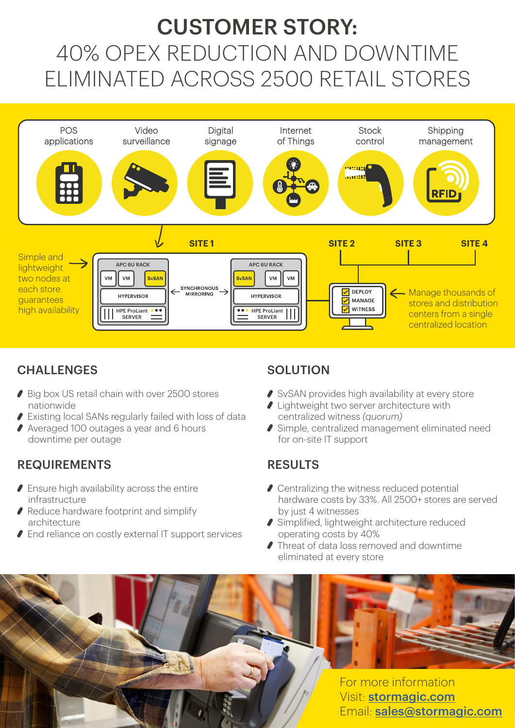# CUSTOMER STORY:

# 40% OPEX REDUCTION AND DOWNTIME ELIMINATED ACROSS 2500 RETAIL STORES

POS applications

Video surveillance

Digital signage

Internet of Things

Stock control

Shipping management

SITE 1

SITE 2

SITE 3

SITE 4

Simple and lightweight two nodes at each store guarantees high availability

APC 6U RACK

VM VM SvSAN

HYPERVISOR

HPE ProLiant SERVER

SYNCHRONOUS MIRRORING

APC 6U RACK

SvSAN VM VM

HYPERVISOR

HPE ProLiant SERVER

DEPLOY

MANAGE

WITNESS

Manage thousands of stores and distribution centers from a single centralized location

## CHALLENGES

- Big box US retail chain with over 2500 stores nationwide
- Existing local SANs regularly failed with loss of data
- Averaged 100 outages a year and 6 hours downtime per outage

## REQUIREMENTS

- Ensure high availability across the entire infrastructure
- Reduce hardware footprint and simplify architecture
- End reliance on costly external IT support services

## SOLUTION

- SvSAN provides high availability at every store
- Lightweight two server architecture with centralized witness *(quorum)*
- Simple, centralized management eliminated need for on-site IT support

## RESULTS

- Centralizing the witness reduced potential hardware costs by 33%. All 2500+ stores are served by just 4 witnesses
- Simplified, lightweight architecture reduced operating costs by 40%
- Threat of data loss removed and downtime eliminated at every store

For more information

Visit: **stormagic.com**

Email: **sales@stormagic.com**